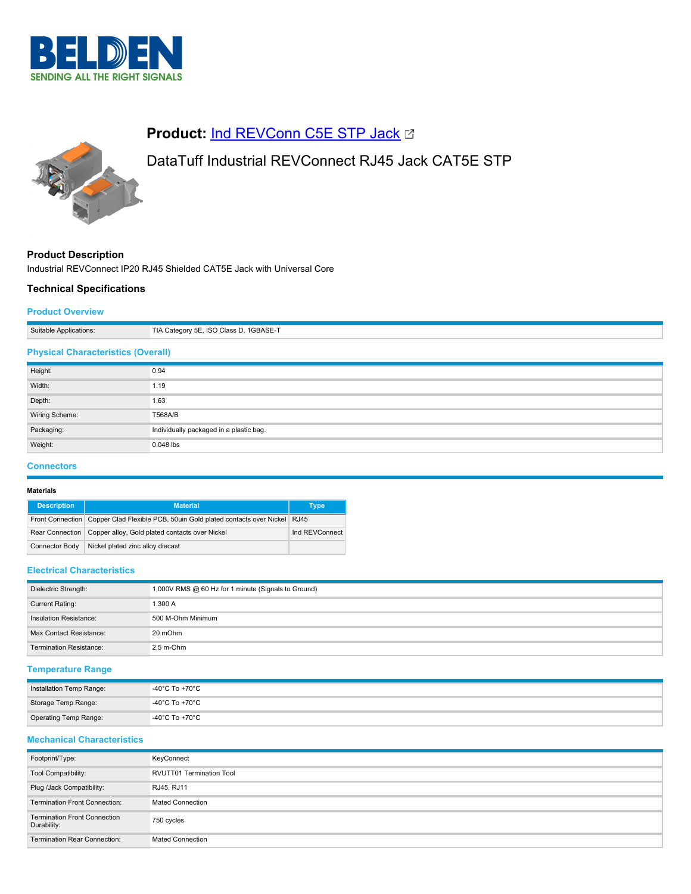# Product: [Ind REVConn C5E STP Jack]

DataTuff Industrial REVConnect RJ45 Jack CAT5E STP

## Product Description

Industrial REVConnect IP20 RJ45 Shielded CAT5E Jack with Universal Core

## Technical Specifications

### Product Overview

| | |
|---|---|
| Suitable Applications: | TIA Category 5E, ISO Class D, 1GBASE-T |

### Physical Characteristics (Overall)

| | |
|---|---|
| Height: | 0.94 |
| Width: | 1.19 |
| Depth: | 1.63 |
| Wiring Scheme: | T568A/B |
| Packaging: | Individually packaged in a plastic bag. |
| Weight: | 0.048 lbs |

### Connectors

#### Materials

| Description | Material | Type |
|---|---|---|
| Front Connection | Copper Clad Flexible PCB, 50uin Gold plated contacts over Nickel | RJ45 |
| Rear Connection | Copper alloy, Gold plated contacts over Nickel | Ind REVConnect |
| Connector Body | Nickel plated zinc alloy diecast | |

### Electrical Characteristics

| | |
|---|---|
| Dielectric Strength: | 1,000V RMS @ 60 Hz for 1 minute (Signals to Ground) |
| Current Rating: | 1.300 A |
| Insulation Resistance: | 500 M-Ohm Minimum |
| Max Contact Resistance: | 20 mOhm |
| Termination Resistance: | 2.5 m-Ohm |

### Temperature Range

| | |
|---|---|
| Installation Temp Range: | -40°C To +70°C |
| Storage Temp Range: | -40°C To +70°C |
| Operating Temp Range: | -40°C To +70°C |

### Mechanical Characteristics

| | |
|---|---|
| Footprint/Type: | KeyConnect |
| Tool Compatibility: | RVUTT01 Termination Tool |
| Plug /Jack Compatibility: | RJ45, RJ11 |
| Termination Front Connection: | Mated Connection |
| Termination Front Connection Durability: | 750 cycles |
| Termination Rear Connection: | Mated Connection |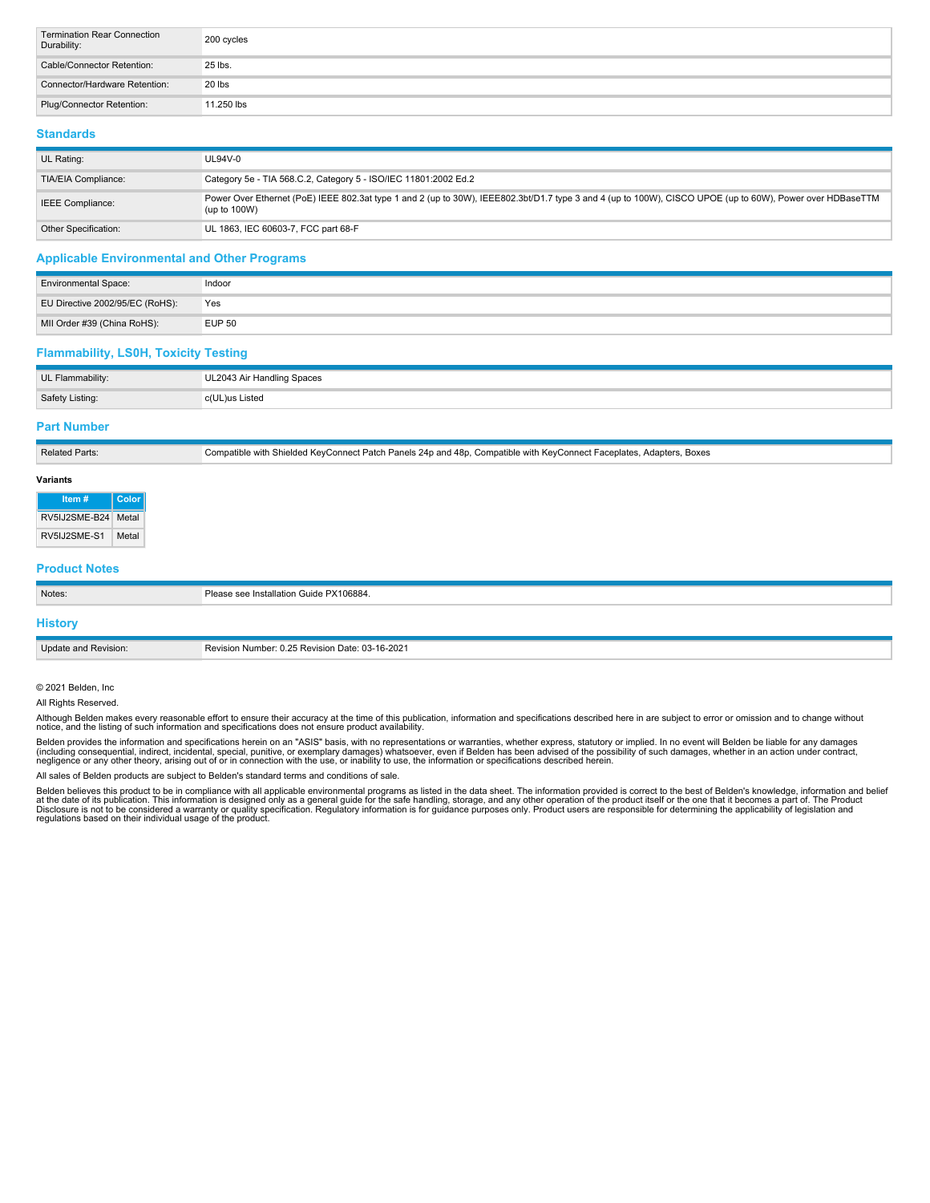| | |
|---|---|
| Termination Rear Connection Durability: | 200 cycles |
| Cable/Connector Retention: | 25 lbs. |
| Connector/Hardware Retention: | 20 lbs |
| Plug/Connector Retention: | 11.250 lbs |

## Standards

| | |
|---|---|
| UL Rating: | UL94V-0 |
| TIA/EIA Compliance: | Category 5e - TIA 568.C.2, Category 5 - ISO/IEC 11801:2002 Ed.2 |
| IEEE Compliance: | Power Over Ethernet (PoE) IEEE 802.3at type 1 and 2 (up to 30W), IEEE802.3bt/D1.7 type 3 and 4 (up to 100W), CISCO UPOE (up to 60W), Power over HDBaseTTM (up to 100W) |
| Other Specification: | UL 1863, IEC 60603-7, FCC part 68-F |

## Applicable Environmental and Other Programs

| | |
|---|---|
| Environmental Space: | Indoor |
| EU Directive 2002/95/EC (RoHS): | Yes |
| MII Order #39 (China RoHS): | EUP 50 |

## Flammability, LS0H, Toxicity Testing

| | |
|---|---|
| UL Flammability: | UL2043 Air Handling Spaces |
| Safety Listing: | c(UL)us Listed |

## Part Number

| | |
|---|---|
| Related Parts: | Compatible with Shielded KeyConnect Patch Panels 24p and 48p, Compatible with KeyConnect Faceplates, Adapters, Boxes |

**Variants**

| Item # | Color |
|---|---|
| RV5IJ2SME-B24 | Metal |
| RV5IJ2SME-S1 | Metal |

## Product Notes

| | |
|---|---|
| Notes: | Please see Installation Guide PX106884. |

## History

| | |
|---|---|
| Update and Revision: | Revision Number: 0.25 Revision Date: 03-16-2021 |

© 2021 Belden, Inc

All Rights Reserved.

Although Belden makes every reasonable effort to ensure their accuracy at the time of this publication, information and specifications described here in are subject to error or omission and to change without notice, and the listing of such information and specifications does not ensure product availability.

Belden provides the information and specifications herein on an "ASIS" basis, with no representations or warranties, whether express, statutory or implied. In no event will Belden be liable for any damages (including consequential, indirect, incidental, special, punitive, or exemplary damages) whatsoever, even if Belden has been advised of the possibility of such damages, whether in an action under contract, negligence or any other theory, arising out of or in connection with the use, or inability to use, the information or specifications described herein.

All sales of Belden products are subject to Belden's standard terms and conditions of sale.

Belden believes this product to be in compliance with all applicable environmental programs as listed in the data sheet. The information provided is correct to the best of Belden's knowledge, information and belief at the date of its publication. This information is designed only as a general guide for the safe handling, storage, and any other operation of the product itself or the one that it becomes a part of. The Product Disclosure is not to be considered a warranty or quality specification. Regulatory information is for guidance purposes only. Product users are responsible for determining the applicability of legislation and regulations based on their individual usage of the product.